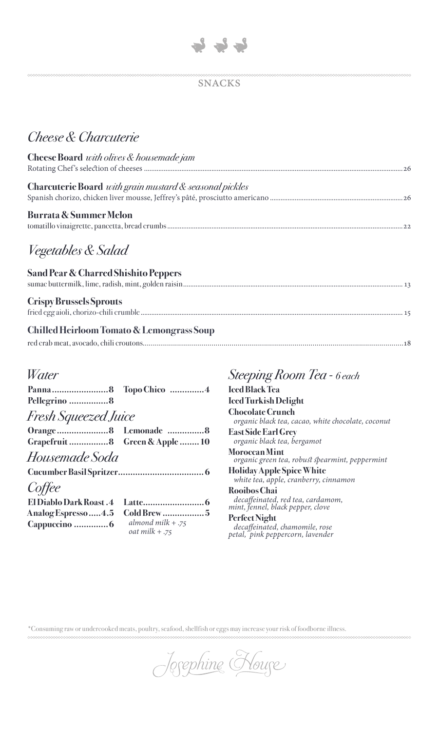## SNACKS

### *Cheese & Charcuterie*

**Cheese Board** *with olives & housemade jam*
Rotating Chef's selection of cheeses ... 26

**Charcuterie Board** *with grain mustard & seasonal pickles*
Spanish chorizo, chicken liver mousse, Jeffrey's pâté, prosciutto americano ... 26

**Burrata & Summer Melon**
tomatillo vinaigrette, pancetta, bread crumbs ... 22

### *Vegetables & Salad*

**Sand Pear & Charred Shishito Peppers**
sumac buttermilk, lime, radish, mint, golden raisin ... 13

**Crispy Brussels Sprouts**
fried egg aioli, chorizo-chili crumble ... 15

**Chilled Heirloom Tomato & Lemongrass Soup**
red crab meat, avocado, chili croutons ... 18

### *Water*

**Panna** ... 8
**Topo Chico** ... 4
**Pellegrino** ... 8

### *Fresh Squeezed Juice*

**Orange** ... 8
**Lemonade** ... 8
**Grapefruit** ... 8
**Green & Apple** ... 10

### *Housemade Soda*

**Cucumber Basil Spritzer** ... 6

### *Coffee*

**El Diablo Dark Roast** . 4
**Latte** ... 6
**Analog Espresso** ... 4.5
**Cold Brew** ... 5
**Cappuccino** ... 6

*almond milk + .75*
*oat milk + .75*

### *Steeping Room Tea - 6 each*

**Iced Black Tea**

**Iced Turkish Delight**

**Chocolate Crunch**
*organic black tea, cacao, white chocolate, coconut*

**East Side Earl Grey**
*organic black tea, bergamot*

**Moroccan Mint**
*organic green tea, robust spearmint, peppermint*

**Holiday Apple Spice White**
*white tea, apple, cranberry, cinnamon*

**Rooibos Chai**
*decaffeinated, red tea, cardamom, mint, fennel, black pepper, clove*

**Perfect Night**
*decaffeinated, chamomile, rose petal, pink peppercorn, lavender*

*Consuming raw or undercooked meats, poultry, seafood, shellfish or eggs may increase your risk of foodborne illness.

Josephine House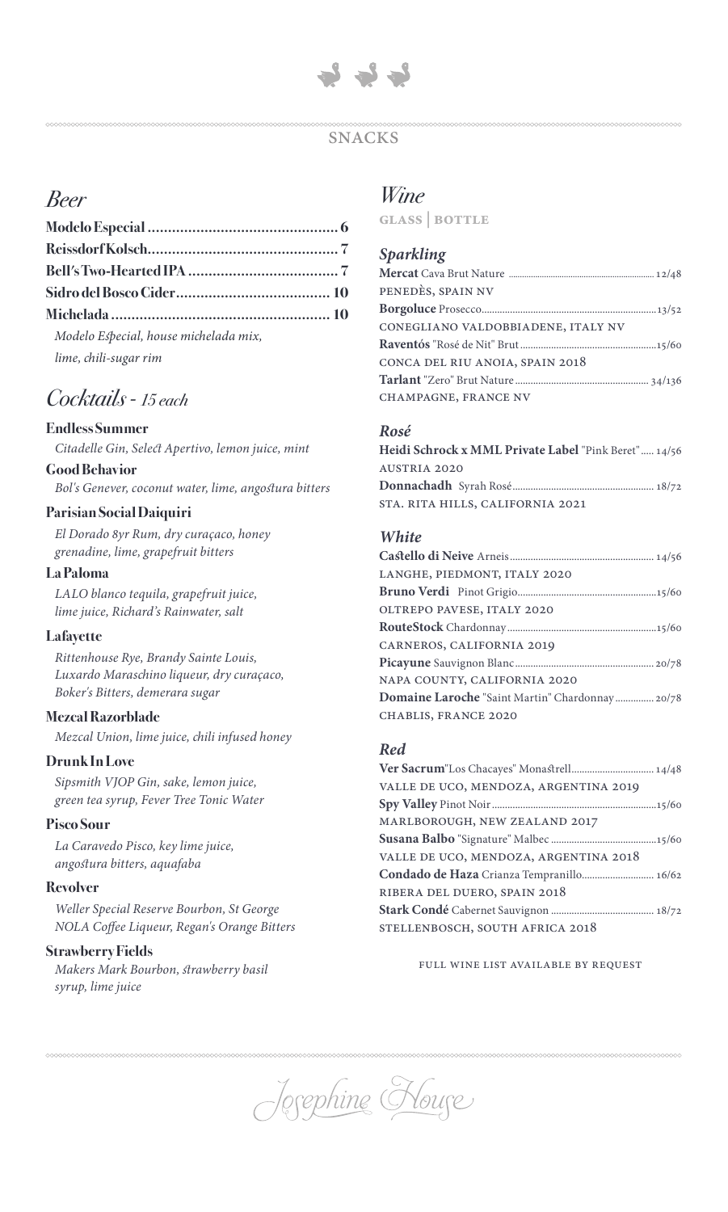## SNACKS

# Beer

**Modelo Especial** .............................................. **6**

**Reissdorf Kolsch** .............................................. **7**

**Bell's Two-Hearted IPA** .................................... **7**

**Sidro del Bosco Cider** ...................................... **10**

**Michelada** ..................................................... **10**

*Modelo Especial, house michelada mix, lime, chili-sugar rim*

# Cocktails - *15 each*

**Endless Summer**
*Citadelle Gin, Select Apertivo, lemon juice, mint*

**Good Behavior**
*Bol's Genever, coconut water, lime, angostura bitters*

**Parisian Social Daiquiri**
*El Dorado 8yr Rum, dry curaçaco, honey grenadine, lime, grapefruit bitters*

**La Paloma**
*LALO blanco tequila, grapefruit juice, lime juice, Richard's Rainwater, salt*

**Lafayette**
*Rittenhouse Rye, Brandy Sainte Louis, Luxardo Maraschino liqueur, dry curaçaco, Boker's Bitters, demerara sugar*

**Mezcal Razorblade**
*Mezcal Union, lime juice, chili infused honey*

**Drunk In Love**
*Sipsmith VJOP Gin, sake, lemon juice, green tea syrup, Fever Tree Tonic Water*

**Pisco Sour**
*La Caravedo Pisco, key lime juice, angostura bitters, aquafaba*

**Revolver**
*Weller Special Reserve Bourbon, St George NOLA Coffee Liqueur, Regan's Orange Bitters*

**Strawberry Fields**
*Makers Mark Bourbon, strawberry basil syrup, lime juice*

# Wine

**GLASS | BOTTLE**

### *Sparkling*

**Mercat** Cava Brut Nature .............................. 12/48
PENEDÈS, SPAIN NV

**Borgoluce** Prosecco .............................. 13/52
CONEGLIANO VALDOBBIADENE, ITALY NV

**Raventós** "Rosé de Nit" Brut .............................. 15/60
CONCA DEL RIU ANOIA, SPAIN 2018

**Tarlant** "Zero" Brut Nature .............................. 34/136
CHAMPAGNE, FRANCE NV

### *Rosé*

**Heidi Schrock x MML Private Label** "Pink Beret" ..... 14/56
AUSTRIA 2020

**Donnachadh** Syrah Rosé .............................. 18/72
STA. RITA HILLS, CALIFORNIA 2021

### *White*

**Castello di Neive** Arneis .............................. 14/56
LANGHE, PIEDMONT, ITALY 2020

**Bruno Verdi** Pinot Grigio .............................. 15/60
OLTREPO PAVESE, ITALY 2020

**RouteStock** Chardonnay .............................. 15/60
CARNEROS, CALIFORNIA 2019

**Picayune** Sauvignon Blanc .............................. 20/78
NAPA COUNTY, CALIFORNIA 2020

**Domaine Laroche** "Saint Martin" Chardonnay .............. 20/78
CHABLIS, FRANCE 2020

### *Red*

**Ver Sacrum** "Los Chacayes" Monastrell .............................. 14/48
VALLE DE UCO, MENDOZA, ARGENTINA 2019

**Spy Valley** Pinot Noir .............................. 15/60
MARLBOROUGH, NEW ZEALAND 2017

**Susana Balbo** "Signature" Malbec .............................. 15/60
VALLE DE UCO, MENDOZA, ARGENTINA 2018

**Condado de Haza** Crianza Tempranillo .............................. 16/62
RIBERA DEL DUERO, SPAIN 2018

**Stark Condé** Cabernet Sauvignon .............................. 18/72
STELLENBOSCH, SOUTH AFRICA 2018

FULL WINE LIST AVAILABLE BY REQUEST

Josephine House